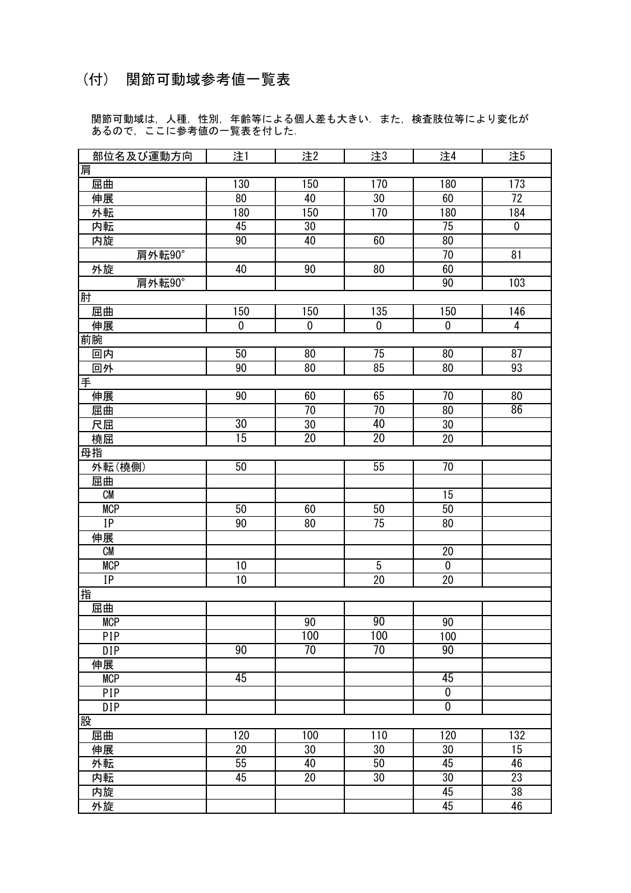# （付） 関節可動域参考値一覧表

関節可動域は，人種，性別，年齢等による個人差も大きい．また，検査肢位等により変化があるので，ここに参考値の一覧表を付した．

| 部位名及び運動方向 | 注1 | 注2 | 注3 | 注4 | 注5 |
|---|---|---|---|---|---|
| 肩 | | | | | |
| 屈曲 | 130 | 150 | 170 | 180 | 173 |
| 伸展 | 80 | 40 | 30 | 60 | 72 |
| 外転 | 180 | 150 | 170 | 180 | 184 |
| 内転 | 45 | 30 | | 75 | 0 |
| 内旋 | 90 | 40 | 60 | 80 | |
| 肩外転90° | | | | 70 | 81 |
| 外旋 | 40 | 90 | 80 | 60 | |
| 肩外転90° | | | | 90 | 103 |
| 肘 | | | | | |
| 屈曲 | 150 | 150 | 135 | 150 | 146 |
| 伸展 | 0 | 0 | 0 | 0 | 4 |
| 前腕 | | | | | |
| 回内 | 50 | 80 | 75 | 80 | 87 |
| 回外 | 90 | 80 | 85 | 80 | 93 |
| 手 | | | | | |
| 伸展 | 90 | 60 | 65 | 70 | 80 |
| 屈曲 | | 70 | 70 | 80 | 86 |
| 尺屈 | 30 | 30 | 40 | 30 | |
| 橈屈 | 15 | 20 | 20 | 20 | |
| 母指 | | | | | |
| 外転(橈側) | 50 | | 55 | 70 | |
| 屈曲 | | | | | |
| CM | | | | 15 | |
| MCP | 50 | 60 | 50 | 50 | |
| IP | 90 | 80 | 75 | 80 | |
| 伸展 | | | | | |
| CM | | | | 20 | |
| MCP | 10 | | 5 | 0 | |
| IP | 10 | | 20 | 20 | |
| 指 | | | | | |
| 屈曲 | | | | | |
| MCP | | 90 | 90 | 90 | |
| PIP | | 100 | 100 | 100 | |
| DIP | 90 | 70 | 70 | 90 | |
| 伸展 | | | | | |
| MCP | 45 | | | 45 | |
| PIP | | | | 0 | |
| DIP | | | | 0 | |
| 股 | | | | | |
| 屈曲 | 120 | 100 | 110 | 120 | 132 |
| 伸展 | 20 | 30 | 30 | 30 | 15 |
| 外転 | 55 | 40 | 50 | 45 | 46 |
| 内転 | 45 | 20 | 30 | 30 | 23 |
| 内旋 | | | | 45 | 38 |
| 外旋 | | | | 45 | 46 |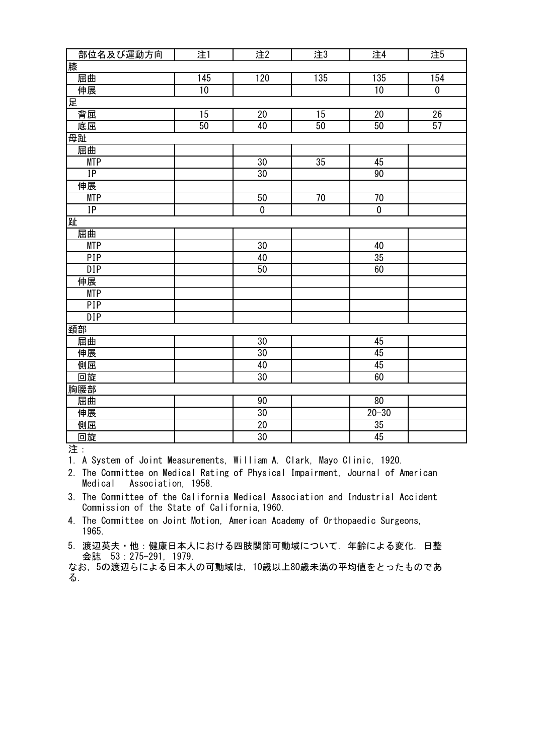| 部位名及び運動方向 | 注1 | 注2 | 注3 | 注4 | 注5 |
|---|---|---|---|---|---|
| 膝 | | | | | |
| 屈曲 | 145 | 120 | 135 | 135 | 154 |
| 伸展 | 10 | | | 10 | 0 |
| 足 | | | | | |
| 背屈 | 15 | 20 | 15 | 20 | 26 |
| 底屈 | 50 | 40 | 50 | 50 | 57 |
| 母趾 | | | | | |
| 屈曲 | | | | | |
| MTP | | 30 | 35 | 45 | |
| IP | | 30 | | 90 | |
| 伸展 | | | | | |
| MTP | | 50 | 70 | 70 | |
| IP | | 0 | | 0 | |
| 趾 | | | | | |
| 屈曲 | | | | | |
| MTP | | 30 | | 40 | |
| PIP | | 40 | | 35 | |
| DIP | | 50 | | 60 | |
| 伸展 | | | | | |
| MTP | | | | | |
| PIP | | | | | |
| DIP | | | | | |
| 頚部 | | | | | |
| 屈曲 | | 30 | | 45 | |
| 伸展 | | 30 | | 45 | |
| 側屈 | | 40 | | 45 | |
| 回旋 | | 30 | | 60 | |
| 胸腰部 | | | | | |
| 屈曲 | | 90 | | 80 | |
| 伸展 | | 30 | | 20-30 | |
| 側屈 | | 20 | | 35 | |
| 回旋 | | 30 | | 45 | |

注：

1. A System of Joint Measurements, William A. Clark, Mayo Clinic, 1920.
2. The Committee on Medical Rating of Physical Impairment, Journal of American Medical Association, 1958.
3. The Committee of the California Medical Association and Industrial Accident Commission of the State of California, 1960.
4. The Committee on Joint Motion, American Academy of Orthopaedic Surgeons, 1965.
5. 渡辺英夫・他：健康日本人における四肢関節可動域について. 年齢による変化. 日整会誌 53：275-291, 1979.

なお, 5の渡辺らによる日本人の可動域は, 10歳以上80歳未満の平均値をとったものである.